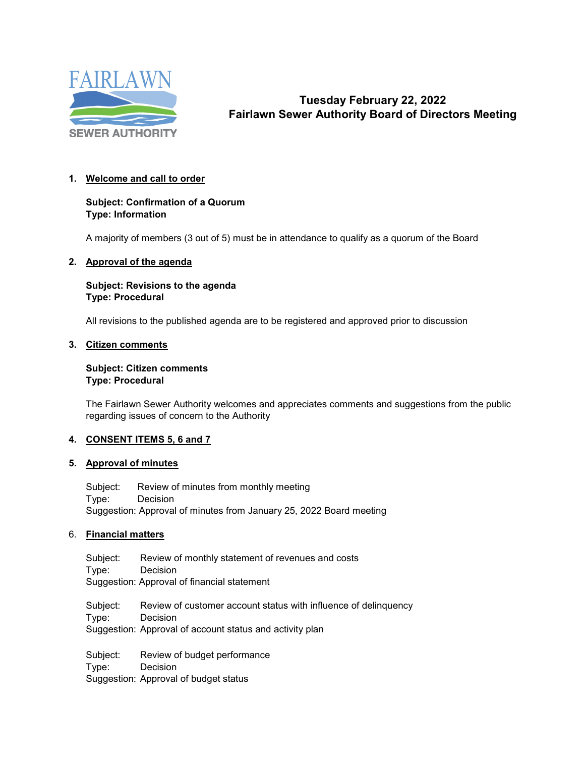FAIRLAWN SEWER AUTHORITY

# Tuesday February 22, 2022
# Fairlawn Sewer Authority Board of Directors Meeting

1. **Welcome and call to order**

   **Subject: Confirmation of a Quorum**
   **Type: Information**

   A majority of members (3 out of 5) must be in attendance to qualify as a quorum of the Board

2. **Approval of the agenda**

   **Subject: Revisions to the agenda**
   **Type: Procedural**

   All revisions to the published agenda are to be registered and approved prior to discussion

3. **Citizen comments**

   **Subject: Citizen comments**
   **Type: Procedural**

   The Fairlawn Sewer Authority welcomes and appreciates comments and suggestions from the public regarding issues of concern to the Authority

4. **CONSENT ITEMS 5, 6 and 7**

5. **Approval of minutes**

   Subject: Review of minutes from monthly meeting
   Type: Decision
   Suggestion: Approval of minutes from January 25, 2022 Board meeting

6. **Financial matters**

   Subject: Review of monthly statement of revenues and costs
   Type: Decision
   Suggestion: Approval of financial statement

   Subject: Review of customer account status with influence of delinquency
   Type: Decision
   Suggestion: Approval of account status and activity plan

   Subject: Review of budget performance
   Type: Decision
   Suggestion: Approval of budget status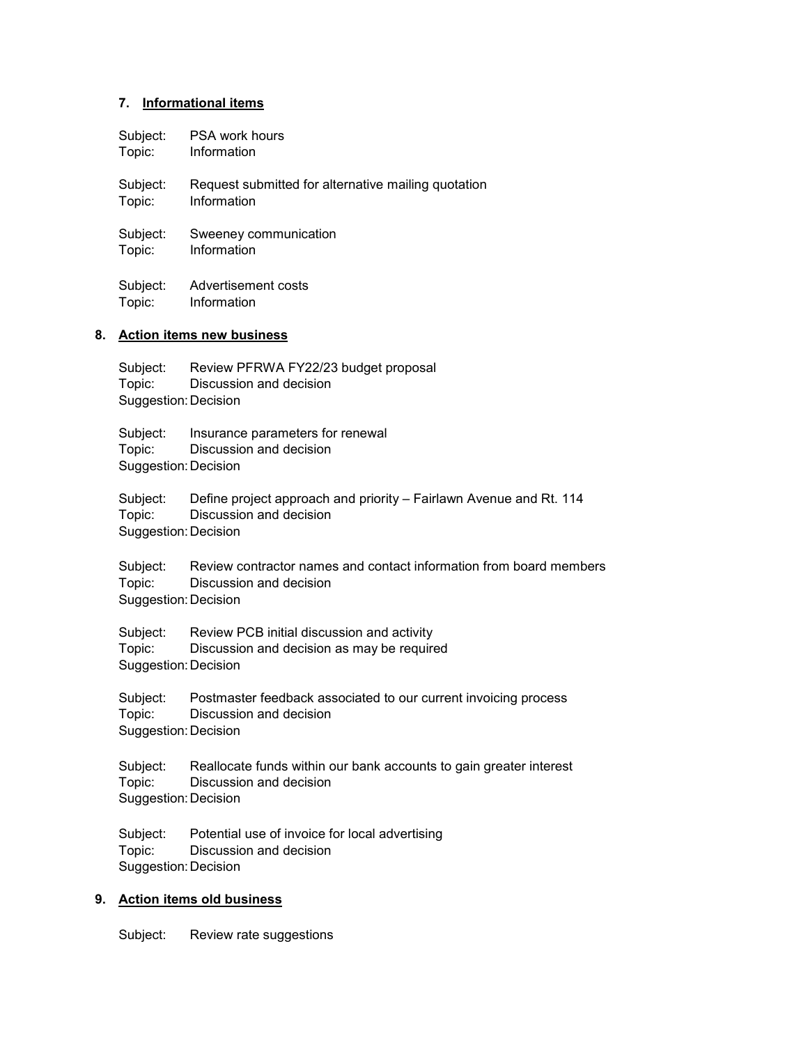## 7. Informational items

Subject: PSA work hours
Topic: Information

Subject: Request submitted for alternative mailing quotation
Topic: Information

Subject: Sweeney communication
Topic: Information

Subject: Advertisement costs
Topic: Information

## 8. Action items new business

Subject: Review PFRWA FY22/23 budget proposal
Topic: Discussion and decision
Suggestion: Decision

Subject: Insurance parameters for renewal
Topic: Discussion and decision
Suggestion: Decision

Subject: Define project approach and priority – Fairlawn Avenue and Rt. 114
Topic: Discussion and decision
Suggestion: Decision

Subject: Review contractor names and contact information from board members
Topic: Discussion and decision
Suggestion: Decision

Subject: Review PCB initial discussion and activity
Topic: Discussion and decision as may be required
Suggestion: Decision

Subject: Postmaster feedback associated to our current invoicing process
Topic: Discussion and decision
Suggestion: Decision

Subject: Reallocate funds within our bank accounts to gain greater interest
Topic: Discussion and decision
Suggestion: Decision

Subject: Potential use of invoice for local advertising
Topic: Discussion and decision
Suggestion: Decision

## 9. Action items old business

Subject: Review rate suggestions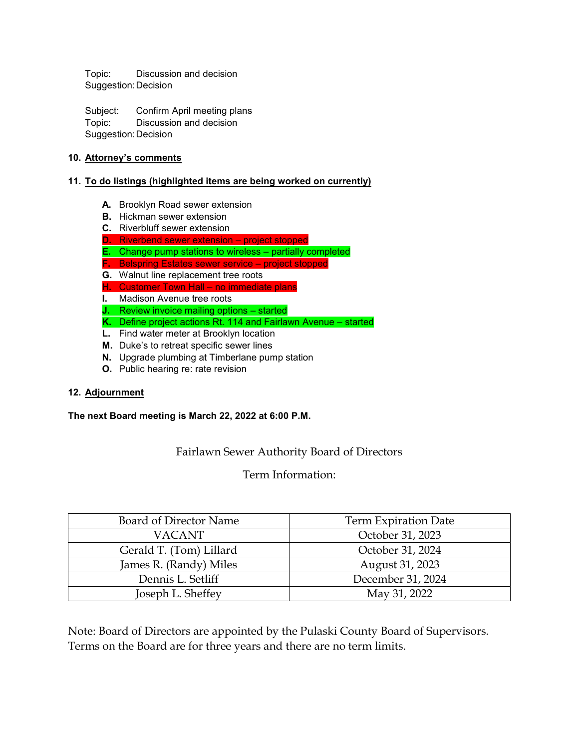Topic: Discussion and decision
Suggestion: Decision

Subject: Confirm April meeting plans
Topic: Discussion and decision
Suggestion: Decision

**10. Attorney's comments**

**11. To do listings (highlighted items are being worked on currently)**

- **A.** Brooklyn Road sewer extension
- **B.** Hickman sewer extension
- **C.** Riverbluff sewer extension
- **D.** Riverbend sewer extension – project stopped
- **E.** Change pump stations to wireless – partially completed
- **F.** Belspring Estates sewer service – project stopped
- **G.** Walnut line replacement tree roots
- **H.** Customer Town Hall – no immediate plans
- **I.** Madison Avenue tree roots
- **J.** Review invoice mailing options – started
- **K.** Define project actions Rt. 114 and Fairlawn Avenue – started
- **L.** Find water meter at Brooklyn location
- **M.** Duke's to retreat specific sewer lines
- **N.** Upgrade plumbing at Timberlane pump station
- **O.** Public hearing re: rate revision

**12. Adjournment**

**The next Board meeting is March 22, 2022 at 6:00 P.M.**

Fairlawn Sewer Authority Board of Directors

Term Information:

| Board of Director Name | Term Expiration Date |
|---|---|
| VACANT | October 31, 2023 |
| Gerald T. (Tom) Lillard | October 31, 2024 |
| James R. (Randy) Miles | August 31, 2023 |
| Dennis L. Setliff | December 31, 2024 |
| Joseph L. Sheffey | May 31, 2022 |

Note: Board of Directors are appointed by the Pulaski County Board of Supervisors. Terms on the Board are for three years and there are no term limits.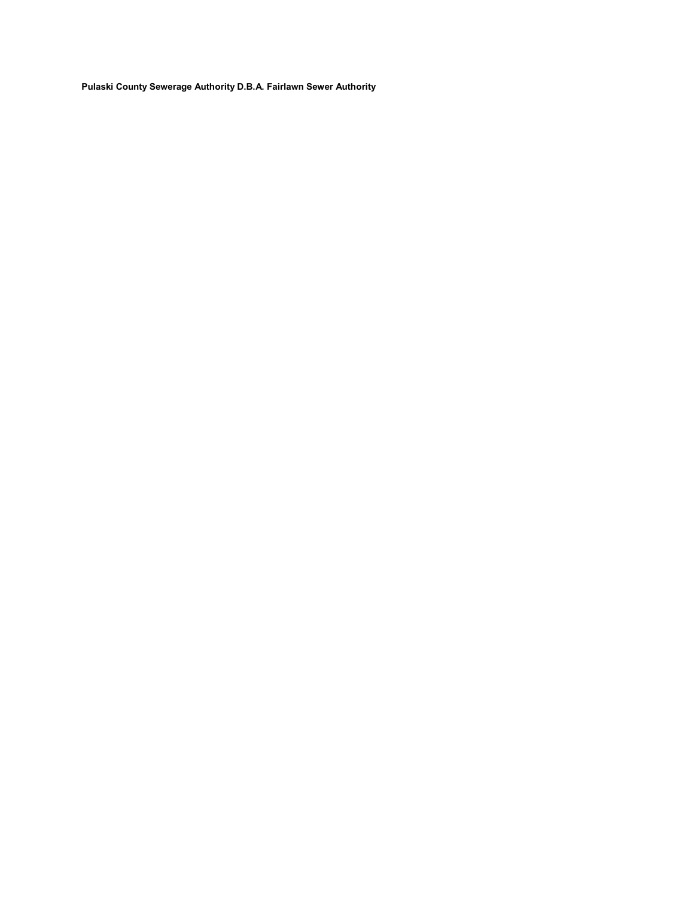**Pulaski County Sewerage Authority D.B.A. Fairlawn Sewer Authority**